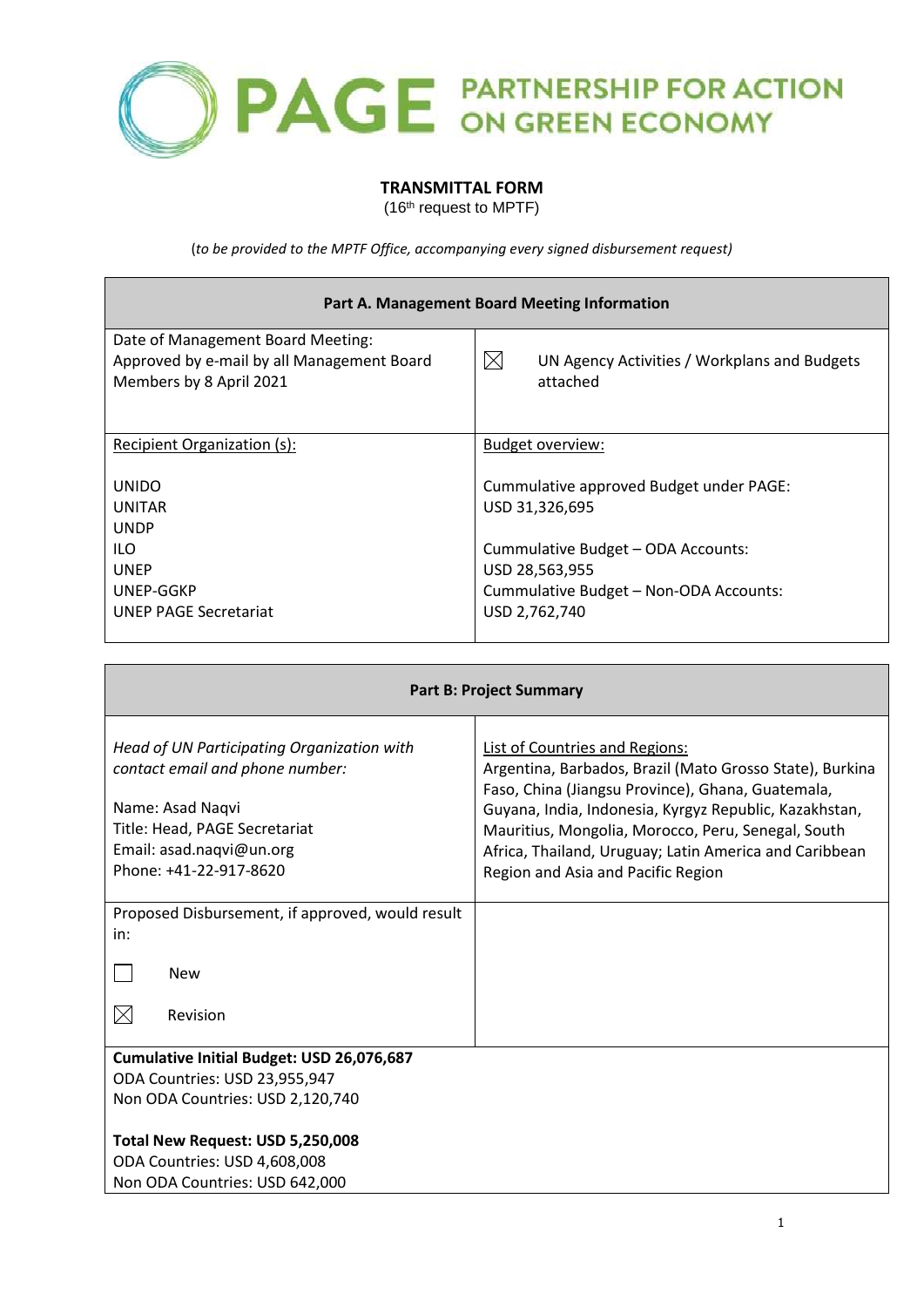# PAGE PARTNERSHIP FOR ACTION ON GREEN ECONOMY

## TRANSMITTAL FORM

(16th request to MPTF)

(*to be provided to the MPTF Office, accompanying every signed disbursement request)*

| Part A. Management Board Meeting Information | |
|---|---|
| Date of Management Board Meeting: Approved by e-mail by all Management Board Members by 8 April 2021 | ☒ UN Agency Activities / Workplans and Budgets attached |
| Recipient Organization (s):<br><br>UNIDO<br>UNITAR<br>UNDP<br>ILO<br>UNEP<br>UNEP-GGKP<br>UNEP PAGE Secretariat | Budget overview:<br><br>Cummulative approved Budget under PAGE: USD 31,326,695<br><br>Cummulative Budget – ODA Accounts: USD 28,563,955<br>Cummulative Budget – Non-ODA Accounts: USD 2,762,740 |

| Part B: Project Summary | |
|---|---|
| *Head of UN Participating Organization with contact email and phone number:*<br><br>Name: Asad Naqvi<br>Title: Head, PAGE Secretariat<br>Email: asad.naqvi@un.org<br>Phone: +41-22-917-8620 | List of Countries and Regions:<br>Argentina, Barbados, Brazil (Mato Grosso State), Burkina Faso, China (Jiangsu Province), Ghana, Guatemala, Guyana, India, Indonesia, Kyrgyz Republic, Kazakhstan, Mauritius, Mongolia, Morocco, Peru, Senegal, South Africa, Thailand, Uruguay; Latin America and Caribbean Region and Asia and Pacific Region |
| Proposed Disbursement, if approved, would result in:<br><br>☐ New<br><br>☒ Revision | |
| **Cumulative Initial Budget: USD 26,076,687**<br>ODA Countries: USD 23,955,947<br>Non ODA Countries: USD 2,120,740<br><br>**Total New Request: USD 5,250,008**<br>ODA Countries: USD 4,608,008<br>Non ODA Countries: USD 642,000 | |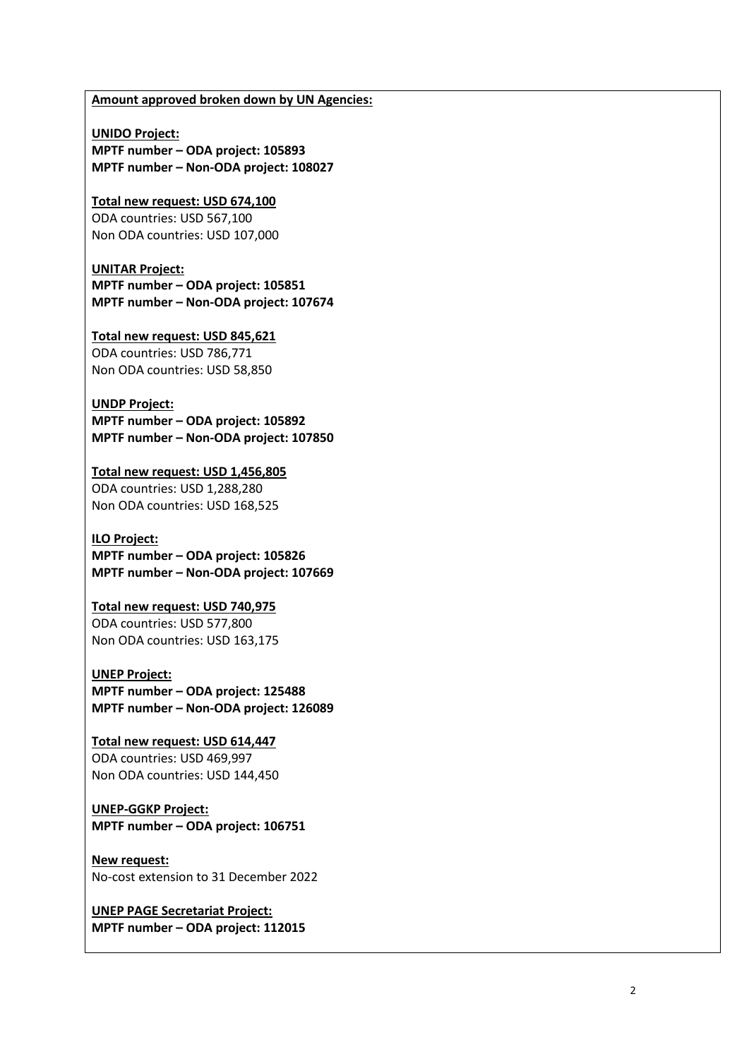**Amount approved broken down by UN Agencies:**

**UNIDO Project:**
**MPTF number – ODA project: 105893**
**MPTF number – Non-ODA project: 108027**

**Total new request: USD 674,100**
ODA countries: USD 567,100
Non ODA countries: USD 107,000

**UNITAR Project:**
**MPTF number – ODA project: 105851**
**MPTF number – Non-ODA project: 107674**

**Total new request: USD 845,621**
ODA countries: USD 786,771
Non ODA countries: USD 58,850

**UNDP Project:**
**MPTF number – ODA project: 105892**
**MPTF number – Non-ODA project: 107850**

**Total new request: USD 1,456,805**
ODA countries: USD 1,288,280
Non ODA countries: USD 168,525

**ILO Project:**
**MPTF number – ODA project: 105826**
**MPTF number – Non-ODA project: 107669**

**Total new request: USD 740,975**
ODA countries: USD 577,800
Non ODA countries: USD 163,175

**UNEP Project:**
**MPTF number – ODA project: 125488**
**MPTF number – Non-ODA project: 126089**

**Total new request: USD 614,447**
ODA countries: USD 469,997
Non ODA countries: USD 144,450

**UNEP-GGKP Project:**
**MPTF number – ODA project: 106751**

**New request:**
No-cost extension to 31 December 2022

**UNEP PAGE Secretariat Project:**
**MPTF number – ODA project: 112015**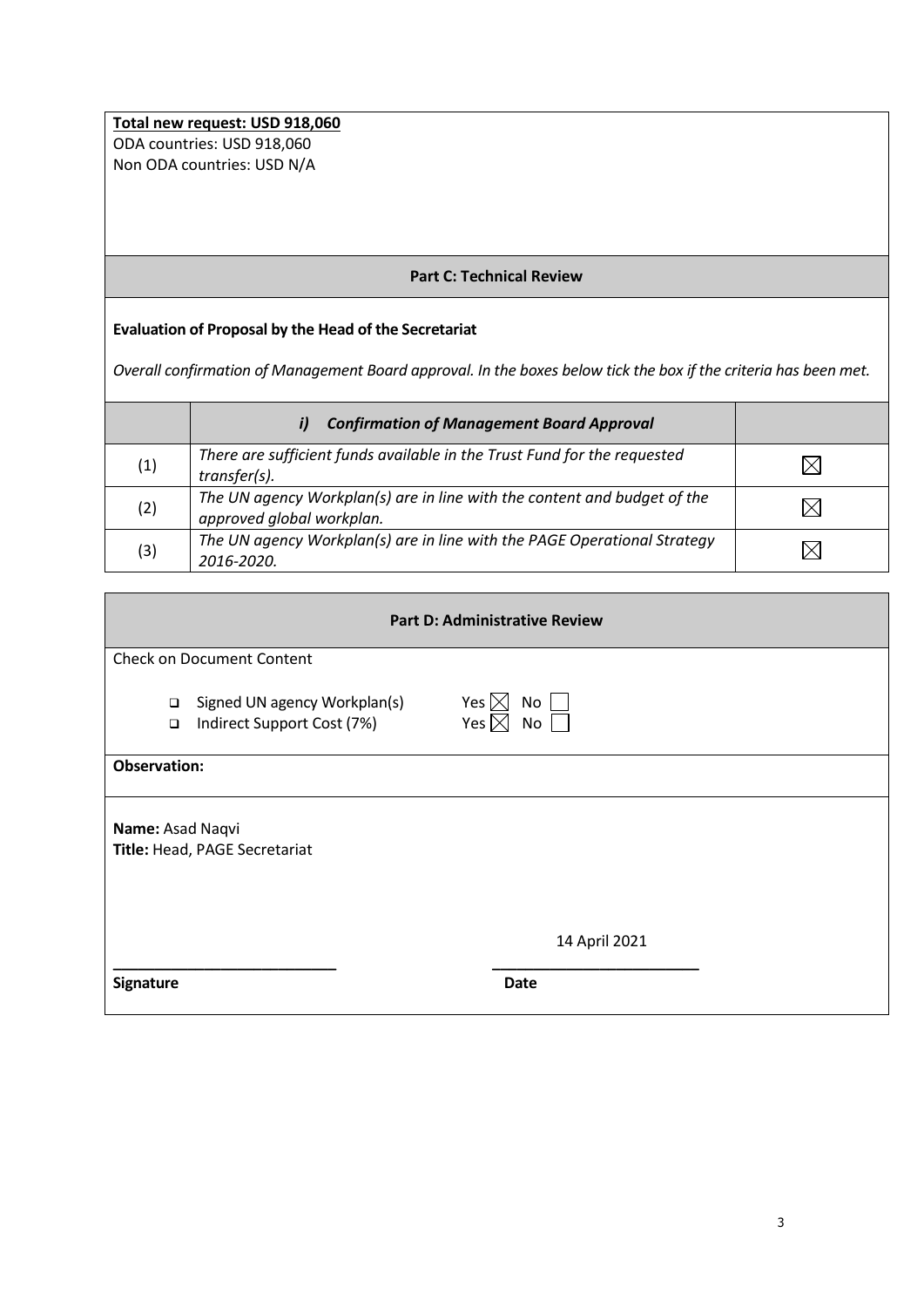**Total new request: USD 918,060**
ODA countries: USD 918,060
Non ODA countries: USD N/A

## Part C: Technical Review

**Evaluation of Proposal by the Head of the Secretariat**

*Overall confirmation of Management Board approval. In the boxes below tick the box if the criteria has been met.*

| | ***i) Confirmation of Management Board Approval*** | |
|---|---|---|
| (1) | *There are sufficient funds available in the Trust Fund for the requested transfer(s).* | ☒ |
| (2) | *The UN agency Workplan(s) are in line with the content and budget of the approved global workplan.* | ☒ |
| (3) | *The UN agency Workplan(s) are in line with the PAGE Operational Strategy 2016-2020.* | ☒ |

## Part D: Administrative Review

Check on Document Content

- Signed UN agency Workplan(s) Yes ☒ No ☐
- Indirect Support Cost (7%) Yes ☒ No ☐

**Observation:**

**Name:** Asad Naqvi
**Title:** Head, PAGE Secretariat

14 April 2021

**Signature** **Date**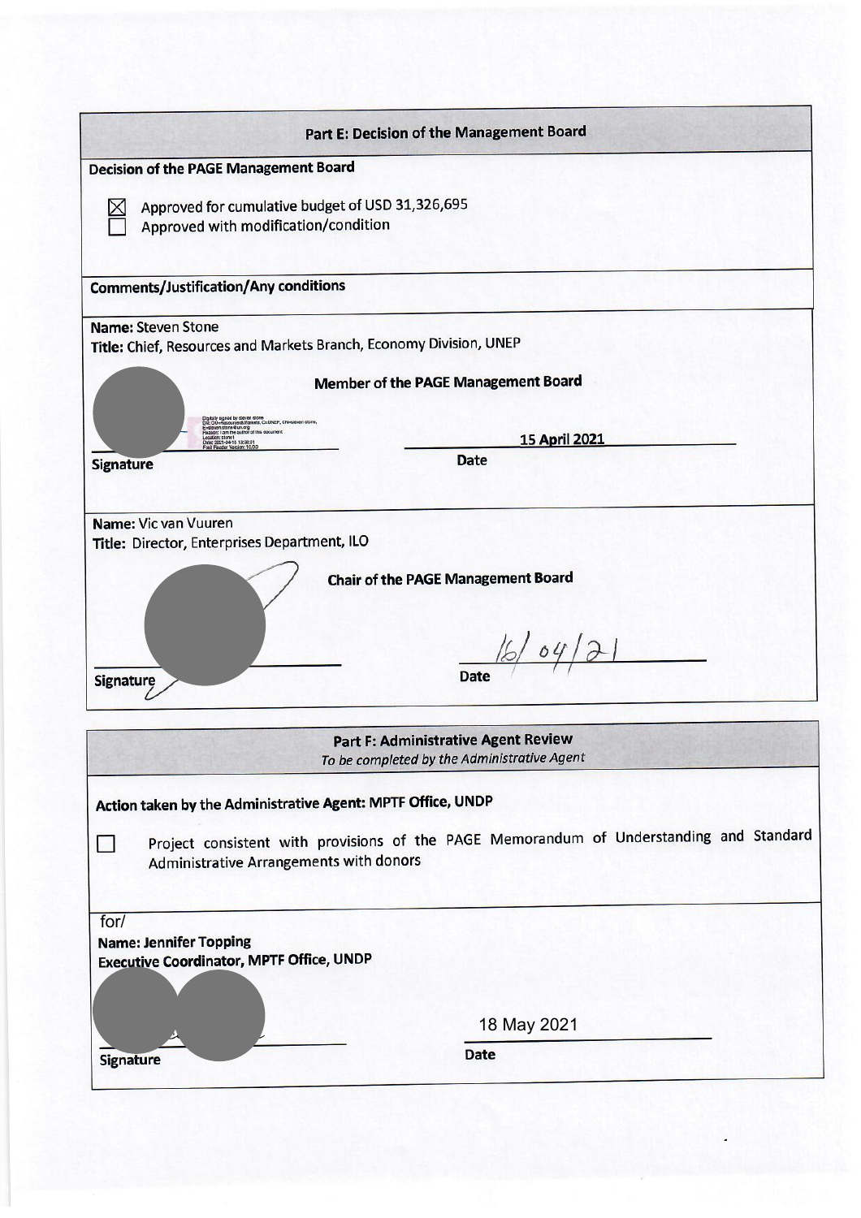## Part E: Decision of the Management Board

**Decision of the PAGE Management Board**

☒ Approved for cumulative budget of USD 31,326,695

☐ Approved with modification/condition

**Comments/Justification/Any conditions**

**Name:** Steven Stone

**Title:** Chief, Resources and Markets Branch, Economy Division, UNEP

**Member of the PAGE Management Board**

Digitally signed by steven stone
DN: OU=Resources&Markets, O=UNEP, CN=steven stone, E=steven.stone@un.org
Reason: I am the author of this document
Location: stone1
Date: 2021-04-15 13:39:31
Foxit Reader Version: 10.0.0

**Signature**

15 April 2021

**Date**

**Name:** Vic van Vuuren

**Title:** Director, Enterprises Department, ILO

**Chair of the PAGE Management Board**

**Signature**

16/04/21

**Date**

## Part F: Administrative Agent Review

*To be completed by the Administrative Agent*

**Action taken by the Administrative Agent: MPTF Office, UNDP**

☐ Project consistent with provisions of the PAGE Memorandum of Understanding and Standard Administrative Arrangements with donors

for/

**Name: Jennifer Topping**

**Executive Coordinator, MPTF Office, UNDP**

**Signature**

18 May 2021

**Date**